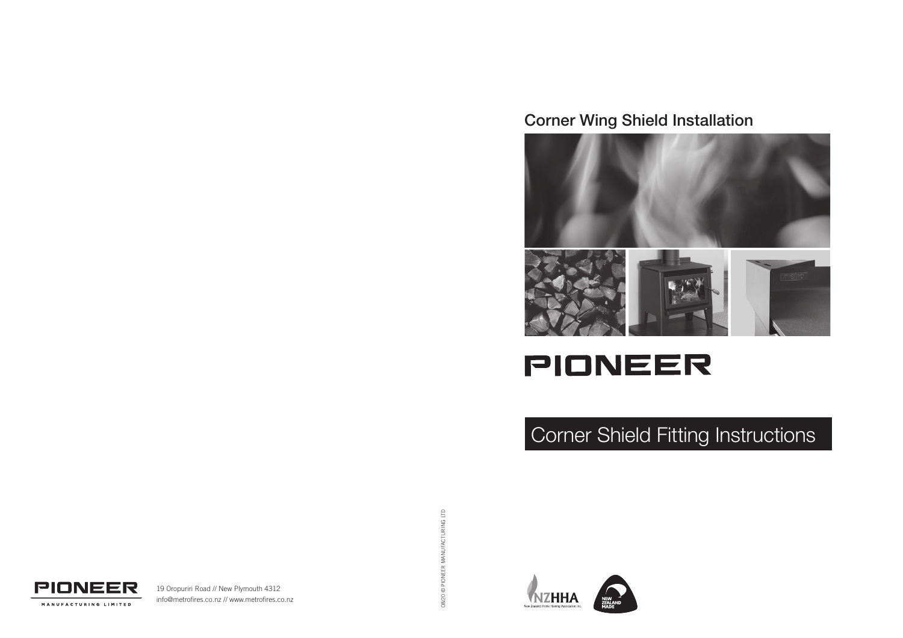## Corner Wing Shield Installation

PIONEER

# Corner Shield Fitting Instructions

0820 © PIONEER MANUFACTURING LTD

PIONEER MANUFACTURING LIMITED

19 Oropuriri Road // New Plymouth 4312
info@metrofires.co.nz // www.metrofires.co.nz

NZHHA New Zealand Home Heating Association Inc.

NEW ZEALAND MADE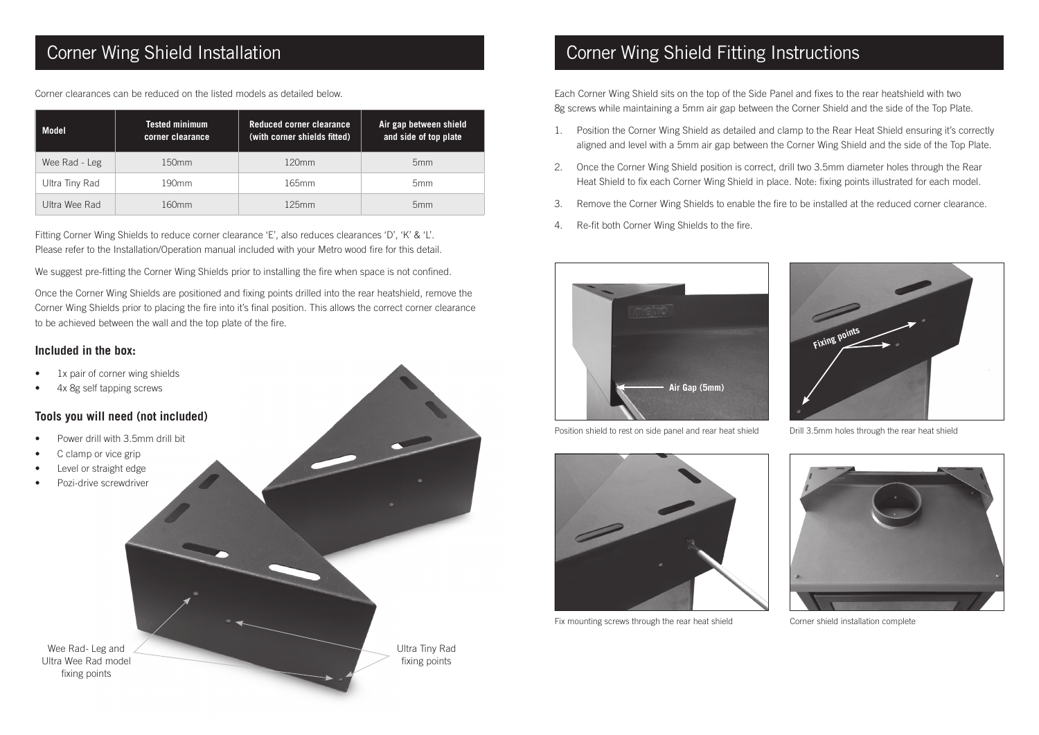## Corner Wing Shield Installation

Corner clearances can be reduced on the listed models as detailed below.

| Model | Tested minimum corner clearance | Reduced corner clearance (with corner shields fitted) | Air gap between shield and side of top plate |
|---|---|---|---|
| Wee Rad - Leg | 150mm | 120mm | 5mm |
| Ultra Tiny Rad | 190mm | 165mm | 5mm |
| Ultra Wee Rad | 160mm | 125mm | 5mm |

Fitting Corner Wing Shields to reduce corner clearance 'E', also reduces clearances 'D', 'K' & 'L'. Please refer to the Installation/Operation manual included with your Metro wood fire for this detail.

We suggest pre-fitting the Corner Wing Shields prior to installing the fire when space is not confined.

Once the Corner Wing Shields are positioned and fixing points drilled into the rear heatshield, remove the Corner Wing Shields prior to placing the fire into it's final position. This allows the correct corner clearance to be achieved between the wall and the top plate of the fire.

### Included in the box:

- 1x pair of corner wing shields
- 4x 8g self tapping screws

### Tools you will need (not included)

- Power drill with 3.5mm drill bit
- C clamp or vice grip
- Level or straight edge
- Pozi-drive screwdriver

Wee Rad- Leg and Ultra Wee Rad model fixing points

Ultra Tiny Rad fixing points

## Corner Wing Shield Fitting Instructions

Each Corner Wing Shield sits on the top of the Side Panel and fixes to the rear heatshield with two 8g screws while maintaining a 5mm air gap between the Corner Shield and the side of the Top Plate.

1. Position the Corner Wing Shield as detailed and clamp to the Rear Heat Shield ensuring it's correctly aligned and level with a 5mm air gap between the Corner Wing Shield and the side of the Top Plate.
2. Once the Corner Wing Shield position is correct, drill two 3.5mm diameter holes through the Rear Heat Shield to fix each Corner Wing Shield in place. Note: fixing points illustrated for each model.
3. Remove the Corner Wing Shields to enable the fire to be installed at the reduced corner clearance.
4. Re-fit both Corner Wing Shields to the fire.

Air Gap (5mm)

Position shield to rest on side panel and rear heat shield

Fixing points

Drill 3.5mm holes through the rear heat shield

Fix mounting screws through the rear heat shield

Corner shield installation complete